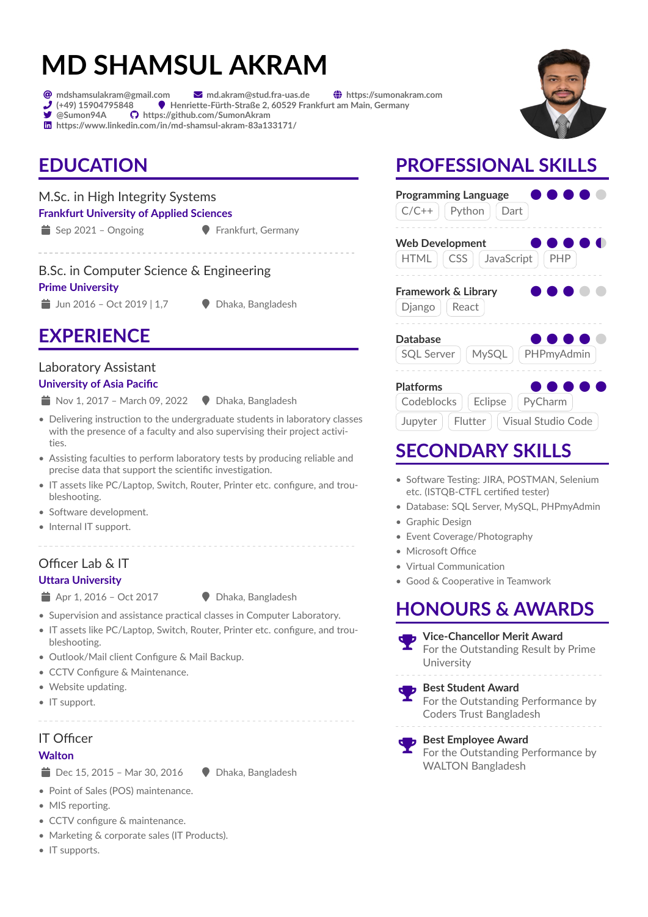# MD SHAMSUL AKRAM

mdshamsulakram@gmail.com | md.akram@stud.fra-uas.de | https://sumonakram.com
(+49) 15904795848 | Henriette-Fürth-Straße 2, 60529 Frankfurt am Main, Germany
@Sumon94A | https://github.com/SumonAkram
https://www.linkedin.com/in/md-shamsul-akram-83a133171/

## EDUCATION

### M.Sc. in High Integrity Systems
**Frankfurt University of Applied Sciences**
Sep 2021 – Ongoing | Frankfurt, Germany

### B.Sc. in Computer Science & Engineering
**Prime University**
Jun 2016 – Oct 2019 | 1,7 | Dhaka, Bangladesh

## EXPERIENCE

### Laboratory Assistant
**University of Asia Pacific**
Nov 1, 2017 – March 09, 2022 | Dhaka, Bangladesh

- Delivering instruction to the undergraduate students in laboratory classes with the presence of a faculty and also supervising their project activities.
- Assisting faculties to perform laboratory tests by producing reliable and precise data that support the scientific investigation.
- IT assets like PC/Laptop, Switch, Router, Printer etc. configure, and troubleshooting.
- Software development.
- Internal IT support.

### Officer Lab & IT
**Uttara University**
Apr 1, 2016 – Oct 2017 | Dhaka, Bangladesh

- Supervision and assistance practical classes in Computer Laboratory.
- IT assets like PC/Laptop, Switch, Router, Printer etc. configure, and troubleshooting.
- Outlook/Mail client Configure & Mail Backup.
- CCTV Configure & Maintenance.
- Website updating.
- IT support.

### IT Officer
**Walton**
Dec 15, 2015 – Mar 30, 2016 | Dhaka, Bangladesh

- Point of Sales (POS) maintenance.
- MIS reporting.
- CCTV configure & maintenance.
- Marketing & corporate sales (IT Products).
- IT supports.

## PROFESSIONAL SKILLS

**Programming Language** (4/5)
C/C++ | Python | Dart

**Web Development** (4.5/5)
HTML | CSS | JavaScript | PHP

**Framework & Library** (3/5)
Django | React

**Database** (4/5)
SQL Server | MySQL | PHPmyAdmin

**Platforms** (5/5)
Codeblocks | Eclipse | PyCharm | Jupyter | Flutter | Visual Studio Code

## SECONDARY SKILLS

- Software Testing: JIRA, POSTMAN, Selenium etc. (ISTQB-CTFL certified tester)
- Database: SQL Server, MySQL, PHPmyAdmin
- Graphic Design
- Event Coverage/Photography
- Microsoft Office
- Virtual Communication
- Good & Cooperative in Teamwork

## HONOURS & AWARDS

**Vice-Chancellor Merit Award**
For the Outstanding Result by Prime University

**Best Student Award**
For the Outstanding Performance by Coders Trust Bangladesh

**Best Employee Award**
For the Outstanding Performance by WALTON Bangladesh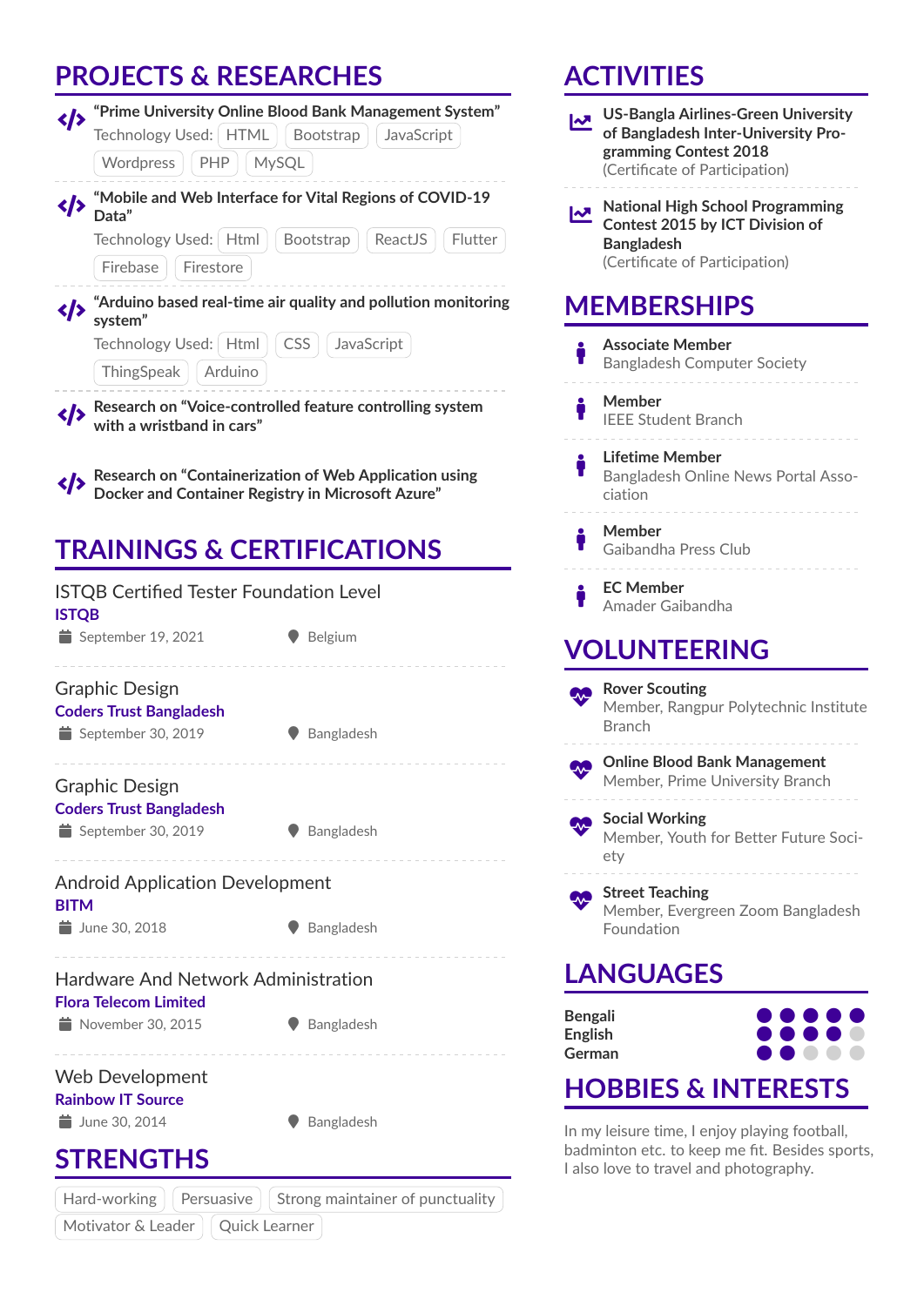## PROJECTS & RESEARCHES

**“Prime University Online Blood Bank Management System”**
Technology Used: HTML, Bootstrap, JavaScript, Wordpress, PHP, MySQL

**“Mobile and Web Interface for Vital Regions of COVID-19 Data”**
Technology Used: Html, Bootstrap, ReactJS, Flutter, Firebase, Firestore

**“Arduino based real-time air quality and pollution monitoring system”**
Technology Used: Html, CSS, JavaScript, ThingSpeak, Arduino

**Research on “Voice-controlled feature controlling system with a wristband in cars”**

**Research on “Containerization of Web Application using Docker and Container Registry in Microsoft Azure”**

## TRAININGS & CERTIFICATIONS

ISTQB Certified Tester Foundation Level
**ISTQB**
September 19, 2021 — Belgium

Graphic Design
**Coders Trust Bangladesh**
September 30, 2019 — Bangladesh

Graphic Design
**Coders Trust Bangladesh**
September 30, 2019 — Bangladesh

Android Application Development
**BITM**
June 30, 2018 — Bangladesh

Hardware And Network Administration
**Flora Telecom Limited**
November 30, 2015 — Bangladesh

Web Development
**Rainbow IT Source**
June 30, 2014 — Bangladesh

## STRENGTHS

Hard-working, Persuasive, Strong maintainer of punctuality, Motivator & Leader, Quick Learner

## ACTIVITIES

**US-Bangla Airlines-Green University of Bangladesh Inter-University Programming Contest 2018**
(Certificate of Participation)

**National High School Programming Contest 2015 by ICT Division of Bangladesh**
(Certificate of Participation)

## MEMBERSHIPS

**Associate Member**
Bangladesh Computer Society

**Member**
IEEE Student Branch

**Lifetime Member**
Bangladesh Online News Portal Association

**Member**
Gaibandha Press Club

**EC Member**
Amader Gaibandha

## VOLUNTEERING

**Rover Scouting**
Member, Rangpur Polytechnic Institute Branch

**Online Blood Bank Management**
Member, Prime University Branch

**Social Working**
Member, Youth for Better Future Society

**Street Teaching**
Member, Evergreen Zoom Bangladesh Foundation

## LANGUAGES

**Bengali** ●●●●●
**English** ●●●●○
**German** ●●○○○

## HOBBIES & INTERESTS

In my leisure time, I enjoy playing football, badminton etc. to keep me fit. Besides sports, I also love to travel and photography.